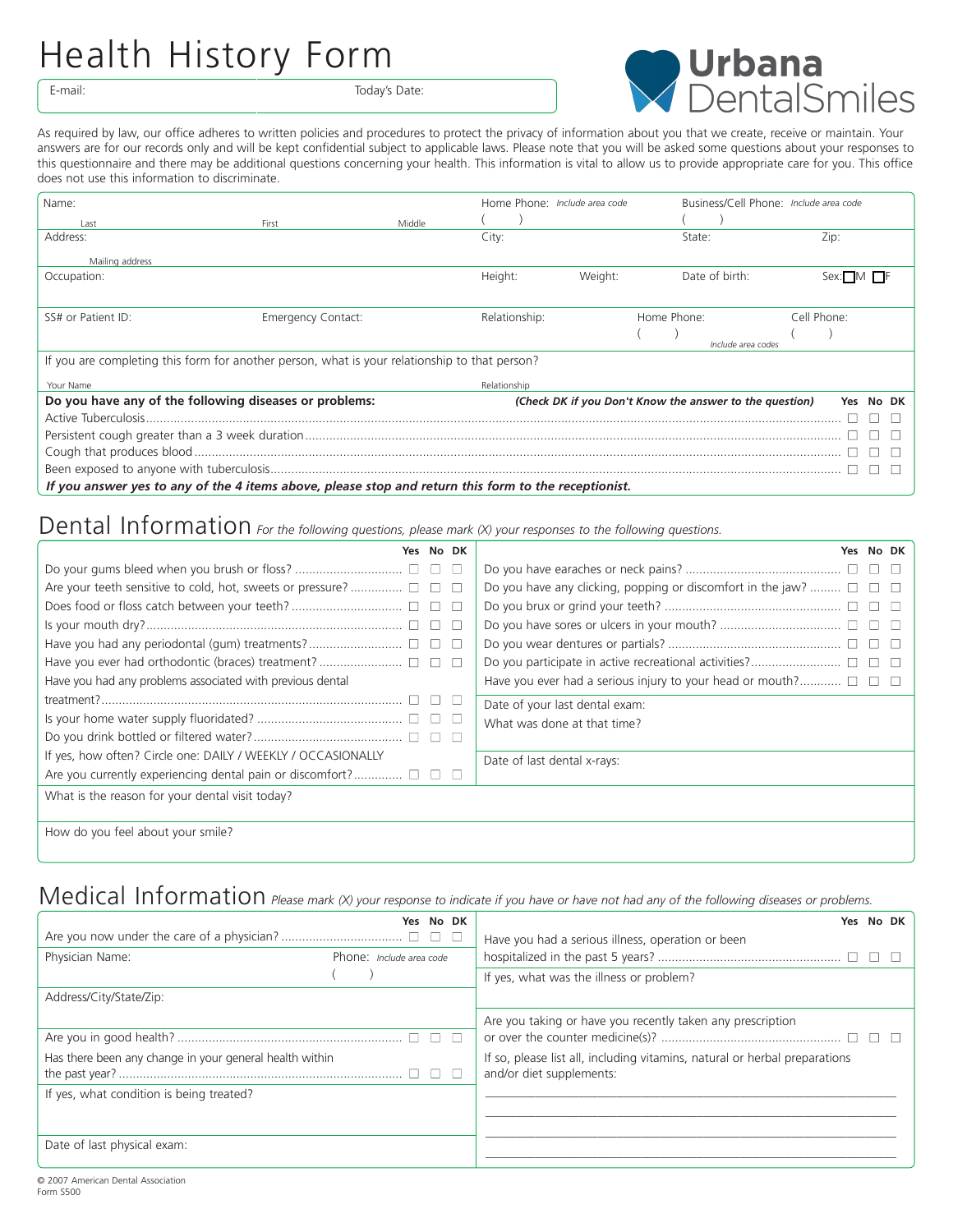# Health History Form

**Urbana DentalSmiles**

| E-mail: | Today's Date: |
|---|---|

As required by law, our office adheres to written policies and procedures to protect the privacy of information about you that we create, receive or maintain. Your answers are for our records only and will be kept confidential subject to applicable laws. Please note that you will be asked some questions about your responses to this questionnaire and there may be additional questions concerning your health. This information is vital to allow us to provide appropriate care for you. This office does not use this information to discriminate.

| Name: (Last / First / Middle) | Home Phone: *Include area code* ( ) | Business/Cell Phone: *Include area code* ( ) | |
|---|---|---|---|
| Address: (Mailing address) | City: | State: | Zip: |
| Occupation: | Height: Weight: | Date of birth: | Sex: ☐M ☐F |
| SS# or Patient ID: Emergency Contact: | Relationship: | Home Phone: ( ) *Include area codes* | Cell Phone: ( ) |

If you are completing this form for another person, what is your relationship to that person?

Your Name ______ Relationship ______

**Do you have any of the following diseases or problems:** ***(Check DK if you Don't Know the answer to the question)***

| | Yes | No | DK |
|---|---|---|---|
| Active Tuberculosis | ☐ | ☐ | ☐ |
| Persistent cough greater than a 3 week duration | ☐ | ☐ | ☐ |
| Cough that produces blood | ☐ | ☐ | ☐ |
| Been exposed to anyone with tuberculosis | ☐ | ☐ | ☐ |

***If you answer yes to any of the 4 items above, please stop and return this form to the receptionist.***

## Dental Information *For the following questions, please mark (X) your responses to the following questions.*

| | Yes | No | DK |
|---|---|---|---|
| Do your gums bleed when you brush or floss? | ☐ | ☐ | ☐ |
| Are your teeth sensitive to cold, hot, sweets or pressure? | ☐ | ☐ | ☐ |
| Does food or floss catch between your teeth? | ☐ | ☐ | ☐ |
| Is your mouth dry? | ☐ | ☐ | ☐ |
| Have you had any periodontal (gum) treatments? | ☐ | ☐ | ☐ |
| Have you ever had orthodontic (braces) treatment? | ☐ | ☐ | ☐ |
| Have you had any problems associated with previous dental treatment? | ☐ | ☐ | ☐ |
| Is your home water supply fluoridated? | ☐ | ☐ | ☐ |
| Do you drink bottled or filtered water? | ☐ | ☐ | ☐ |
| If yes, how often? Circle one: DAILY / WEEKLY / OCCASIONALLY | | | |
| Are you currently experiencing dental pain or discomfort? | ☐ | ☐ | ☐ |

| | Yes | No | DK |
|---|---|---|---|
| Do you have earaches or neck pains? | ☐ | ☐ | ☐ |
| Do you have any clicking, popping or discomfort in the jaw? | ☐ | ☐ | ☐ |
| Do you brux or grind your teeth? | ☐ | ☐ | ☐ |
| Do you have sores or ulcers in your mouth? | ☐ | ☐ | ☐ |
| Do you wear dentures or partials? | ☐ | ☐ | ☐ |
| Do you participate in active recreational activities? | ☐ | ☐ | ☐ |
| Have you ever had a serious injury to your head or mouth? | ☐ | ☐ | ☐ |

Date of your last dental exam:

What was done at that time?

Date of last dental x-rays:

What is the reason for your dental visit today?

How do you feel about your smile?

## Medical Information *Please mark (X) your response to indicate if you have or have not had any of the following diseases or problems.*

| | Yes | No | DK |
|---|---|---|---|
| Are you now under the care of a physician? | ☐ | ☐ | ☐ |

Physician Name: ______ Phone: *Include area code* ( )

Address/City/State/Zip:

| | Yes | No | DK |
|---|---|---|---|
| Are you in good health? | ☐ | ☐ | ☐ |
| Has there been any change in your general health within the past year? | ☐ | ☐ | ☐ |

If yes, what condition is being treated?

Date of last physical exam:

| | Yes | No | DK |
|---|---|---|---|
| Have you had a serious illness, operation or been hospitalized in the past 5 years? | ☐ | ☐ | ☐ |

If yes, what was the illness or problem?

| | Yes | No | DK |
|---|---|---|---|
| Are you taking or have you recently taken any prescription or over the counter medicine(s)? | ☐ | ☐ | ☐ |

If so, please list all, including vitamins, natural or herbal preparations and/or diet supplements:

______

______

______

______

© 2007 American Dental Association
Form S500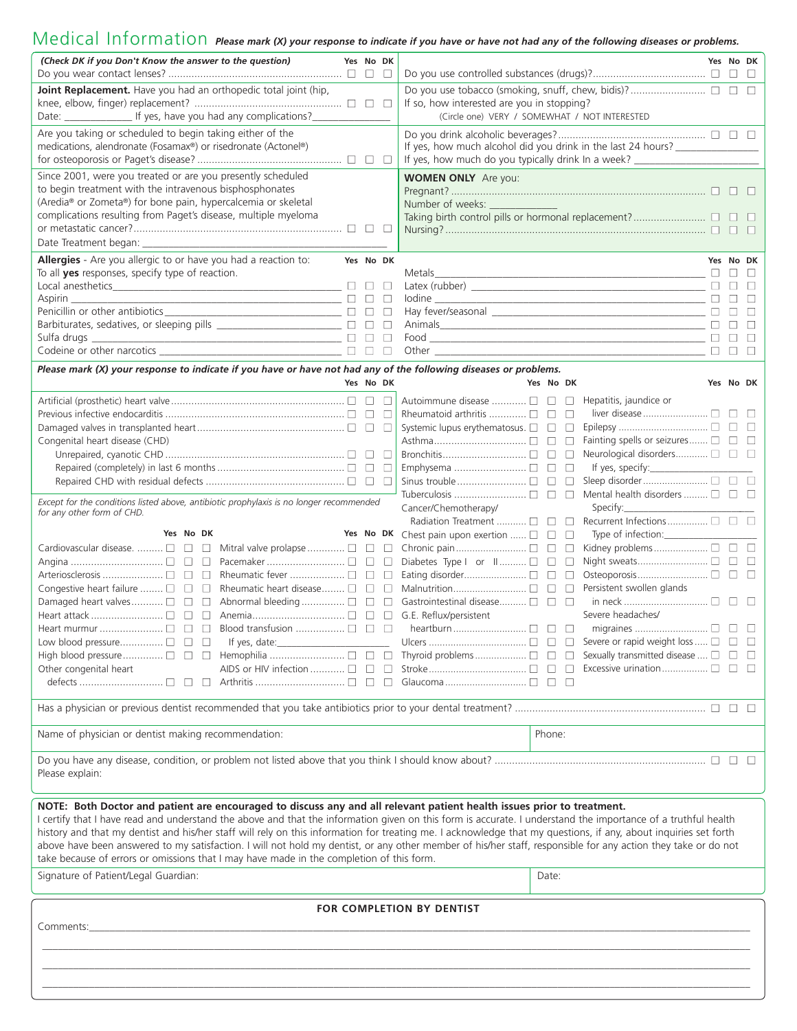# Medical Information *Please mark (X) your response to indicate if you have or have not had any of the following diseases or problems.*

| (Check DK if you Don't Know the answer to the question) | Yes | No | DK |
|---|---|---|---|
| Do you wear contact lenses? | ☐ | ☐ | ☐ |
| **Joint Replacement.** Have you had an orthopedic total joint (hip, knee, elbow, finger) replacement? Date: ____________ If yes, have you had any complications? ______________ | ☐ | ☐ | ☐ |
| Are you taking or scheduled to begin taking either of the medications, alendronate (Fosamax®) or risedronate (Actonel®) for osteoporosis or Paget's disease? | ☐ | ☐ | ☐ |
| Since 2001, were you treated or are you presently scheduled to begin treatment with the intravenous bisphosphonates (Aredia® or Zometa®) for bone pain, hypercalcemia or skeletal complications resulting from Paget's disease, multiple myeloma or metastatic cancer? Date Treatment began: ______________ | ☐ | ☐ | ☐ |
| Do you use controlled substances (drugs)? | ☐ | ☐ | ☐ |
| Do you use tobacco (smoking, snuff, chew, bidis)? If so, how interested are you in stopping? (Circle one) VERY / SOMEWHAT / NOT INTERESTED | ☐ | ☐ | ☐ |
| Do you drink alcoholic beverages? If yes, how much alcohol did you drink in the last 24 hours? ______________ If yes, how much do you typically drink In a week? ______________ | ☐ | ☐ | ☐ |

**WOMEN ONLY** Are you:

| | Yes | No | DK |
|---|---|---|---|
| Pregnant? Number of weeks: ____________ | ☐ | ☐ | ☐ |
| Taking birth control pills or hormonal replacement? | ☐ | ☐ | ☐ |
| Nursing? | ☐ | ☐ | ☐ |

**Allergies** - Are you allergic to or have you had a reaction to: To all **yes** responses, specify type of reaction.

| | Yes | No | DK |
|---|---|---|---|
| Local anesthetics ______________ | ☐ | ☐ | ☐ |
| Aspirin ______________ | ☐ | ☐ | ☐ |
| Penicillin or other antibiotics ______________ | ☐ | ☐ | ☐ |
| Barbiturates, sedatives, or sleeping pills ______________ | ☐ | ☐ | ☐ |
| Sulfa drugs ______________ | ☐ | ☐ | ☐ |
| Codeine or other narcotics ______________ | ☐ | ☐ | ☐ |
| Metals ______________ | ☐ | ☐ | ☐ |
| Latex (rubber) ______________ | ☐ | ☐ | ☐ |
| Iodine ______________ | ☐ | ☐ | ☐ |
| Hay fever/seasonal ______________ | ☐ | ☐ | ☐ |
| Animals ______________ | ☐ | ☐ | ☐ |
| Food ______________ | ☐ | ☐ | ☐ |
| Other ______________ | ☐ | ☐ | ☐ |

*Please mark (X) your response to indicate if you have or have not had any of the following diseases or problems.*

| | Yes | No | DK |
|---|---|---|---|
| Artificial (prosthetic) heart valve | ☐ | ☐ | ☐ |
| Previous infective endocarditis | ☐ | ☐ | ☐ |
| Damaged valves in transplanted heart | ☐ | ☐ | ☐ |
| Congenital heart disease (CHD) | | | |
| Unrepaired, cyanotic CHD | ☐ | ☐ | ☐ |
| Repaired (completely) in last 6 months | ☐ | ☐ | ☐ |
| Repaired CHD with residual defects | ☐ | ☐ | ☐ |

*Except for the conditions listed above, antibiotic prophylaxis is no longer recommended for any other form of CHD.*

| | Yes | No | DK |
|---|---|---|---|
| Cardiovascular disease | ☐ | ☐ | ☐ |
| Angina | ☐ | ☐ | ☐ |
| Arteriosclerosis | ☐ | ☐ | ☐ |
| Congestive heart failure | ☐ | ☐ | ☐ |
| Damaged heart valves | ☐ | ☐ | ☐ |
| Heart attack | ☐ | ☐ | ☐ |
| Heart murmur | ☐ | ☐ | ☐ |
| Low blood pressure | ☐ | ☐ | ☐ |
| High blood pressure | ☐ | ☐ | ☐ |
| Other congenital heart defects | ☐ | ☐ | ☐ |
| Mitral valve prolapse | ☐ | ☐ | ☐ |
| Pacemaker | ☐ | ☐ | ☐ |
| Rheumatic fever | ☐ | ☐ | ☐ |
| Rheumatic heart disease | ☐ | ☐ | ☐ |
| Abnormal bleeding | ☐ | ☐ | ☐ |
| Anemia | ☐ | ☐ | ☐ |
| Blood transfusion If yes, date: ______________ | ☐ | ☐ | ☐ |
| Hemophilia | ☐ | ☐ | ☐ |
| AIDS or HIV infection | ☐ | ☐ | ☐ |
| Arthritis | ☐ | ☐ | ☐ |
| Autoimmune disease | ☐ | ☐ | ☐ |
| Rheumatoid arthritis | ☐ | ☐ | ☐ |
| Systemic lupus erythematosus | ☐ | ☐ | ☐ |
| Asthma | ☐ | ☐ | ☐ |
| Bronchitis | ☐ | ☐ | ☐ |
| Emphysema | ☐ | ☐ | ☐ |
| Sinus trouble | ☐ | ☐ | ☐ |
| Tuberculosis | ☐ | ☐ | ☐ |
| Cancer/Chemotherapy/ Radiation Treatment | ☐ | ☐ | ☐ |
| Chest pain upon exertion | ☐ | ☐ | ☐ |
| Chronic pain | ☐ | ☐ | ☐ |
| Diabetes Type I or II | ☐ | ☐ | ☐ |
| Eating disorder | ☐ | ☐ | ☐ |
| Malnutrition | ☐ | ☐ | ☐ |
| Gastrointestinal disease | ☐ | ☐ | ☐ |
| G.E. Reflux/persistent heartburn | ☐ | ☐ | ☐ |
| Ulcers | ☐ | ☐ | ☐ |
| Thyroid problems | ☐ | ☐ | ☐ |
| Stroke | ☐ | ☐ | ☐ |
| Glaucoma | ☐ | ☐ | ☐ |
| Hepatitis, jaundice or liver disease | ☐ | ☐ | ☐ |
| Epilepsy | ☐ | ☐ | ☐ |
| Fainting spells or seizures | ☐ | ☐ | ☐ |
| Neurological disorders If yes, specify: ______________ | ☐ | ☐ | ☐ |
| Sleep disorder | ☐ | ☐ | ☐ |
| Mental health disorders Specify: ______________ | ☐ | ☐ | ☐ |
| Recurrent Infections Type of infection: ______________ | ☐ | ☐ | ☐ |
| Kidney problems | ☐ | ☐ | ☐ |
| Night sweats | ☐ | ☐ | ☐ |
| Osteoporosis | ☐ | ☐ | ☐ |
| Persistent swollen glands in neck | ☐ | ☐ | ☐ |
| Severe headaches/ migraines | ☐ | ☐ | ☐ |
| Severe or rapid weight loss | ☐ | ☐ | ☐ |
| Sexually transmitted disease | ☐ | ☐ | ☐ |
| Excessive urination | ☐ | ☐ | ☐ |

| | Yes | No | DK |
|---|---|---|---|
| Has a physician or previous dentist recommended that you take antibiotics prior to your dental treatment? | ☐ | ☐ | ☐ |

Name of physician or dentist making recommendation: ______________ Phone: ______________

| | Yes | No | DK |
|---|---|---|---|
| Do you have any disease, condition, or problem not listed above that you think I should know about? | ☐ | ☐ | ☐ |

Please explain:

**NOTE: Both Doctor and patient are encouraged to discuss any and all relevant patient health issues prior to treatment.**
I certify that I have read and understand the above and that the information given on this form is accurate. I understand the importance of a truthful health history and that my dentist and his/her staff will rely on this information for treating me. I acknowledge that my questions, if any, about inquiries set forth above have been answered to my satisfaction. I will not hold my dentist, or any other member of his/her staff, responsible for any action they take or do not take because of errors or omissions that I may have made in the completion of this form.

Signature of Patient/Legal Guardian: ______________ Date: ______________

**FOR COMPLETION BY DENTIST**

Comments: ______________